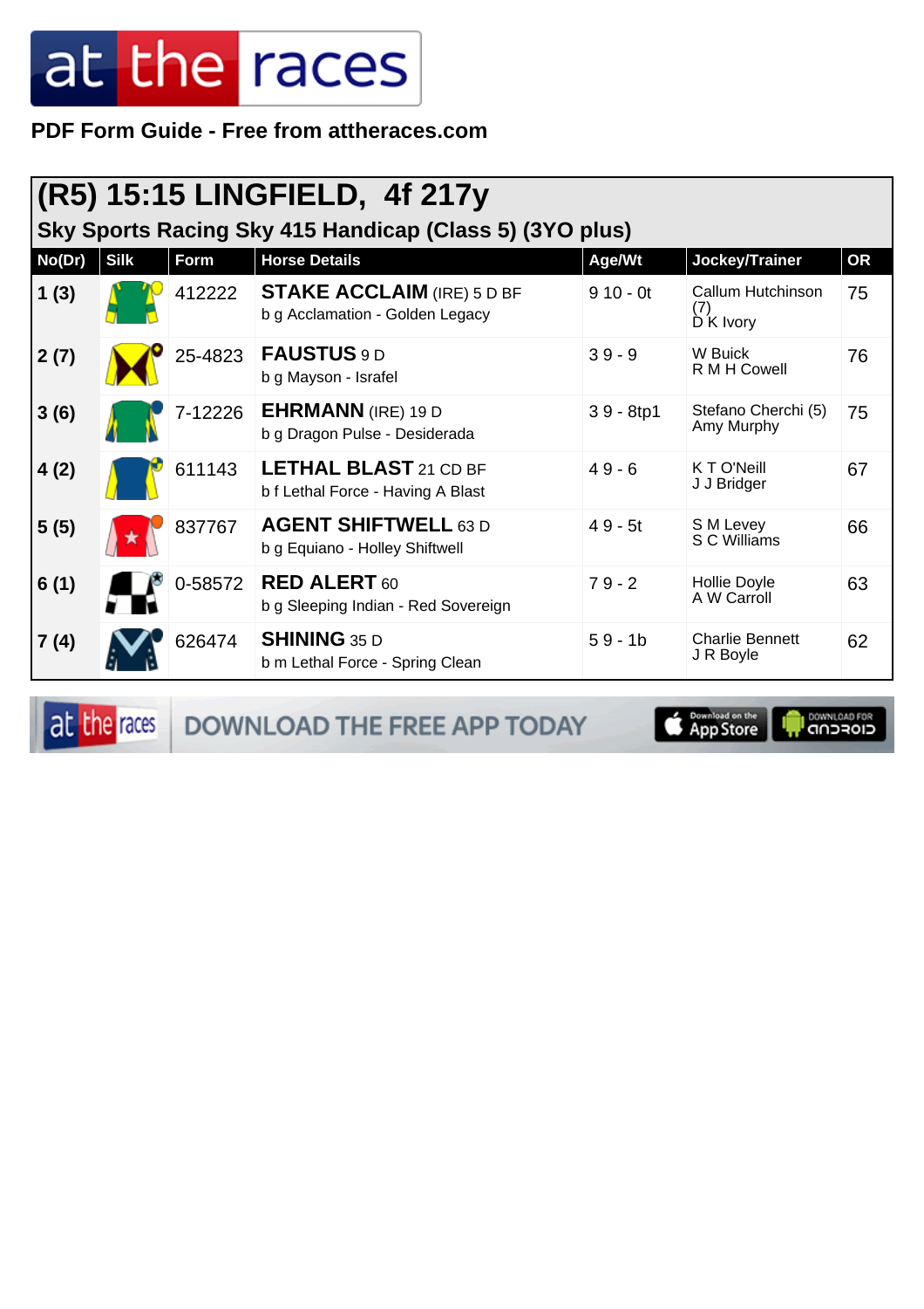PDF Form Guide - Free from attheraces.com

## (R5) 15:15 LINGFIELD, 4f 217y

### Sky Sports Racing Sky 415 Handicap (Class 5) (3YO plus)

| No(Dr) | Silk | Form | Horse Details | Age/Wt | Jockey/Trainer | OR |
|---|---|---|---|---|---|---|
| 1 (3) | | 412222 | **STAKE ACCLAIM** (IRE) 5 D BF<br>b g Acclamation - Golden Legacy | 9 10 - 0t | Callum Hutchinson (7)<br>D K Ivory | 75 |
| 2 (7) | | 25-4823 | **FAUSTUS** 9 D<br>b g Mayson - Israfel | 3 9 - 9 | W Buick<br>R M H Cowell | 76 |
| 3 (6) | | 7-12226 | **EHRMANN** (IRE) 19 D<br>b g Dragon Pulse - Desiderada | 3 9 - 8tp1 | Stefano Cherchi (5)<br>Amy Murphy | 75 |
| 4 (2) | | 611143 | **LETHAL BLAST** 21 CD BF<br>b f Lethal Force - Having A Blast | 4 9 - 6 | K T O'Neill<br>J J Bridger | 67 |
| 5 (5) | | 837767 | **AGENT SHIFTWELL** 63 D<br>b g Equiano - Holley Shiftwell | 4 9 - 5t | S M Levey<br>S C Williams | 66 |
| 6 (1) | | 0-58572 | **RED ALERT** 60<br>b g Sleeping Indian - Red Sovereign | 7 9 - 2 | Hollie Doyle<br>A W Carroll | 63 |
| 7 (4) | | 626474 | **SHINING** 35 D<br>b m Lethal Force - Spring Clean | 5 9 - 1b | Charlie Bennett<br>J R Boyle | 62 |

DOWNLOAD THE FREE APP TODAY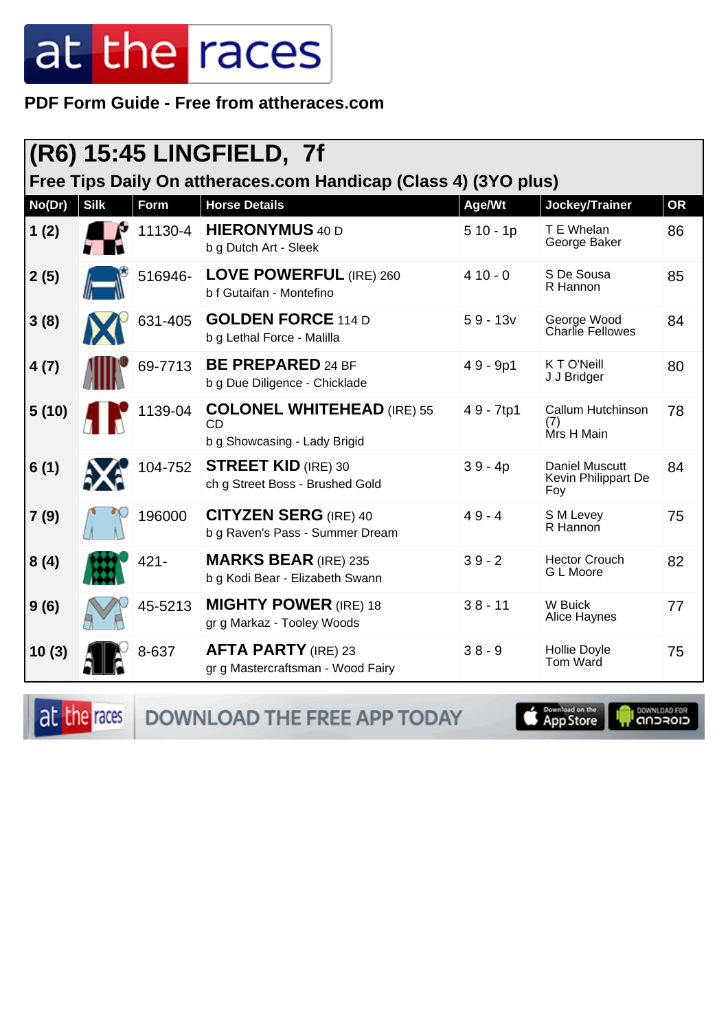PDF Form Guide - Free from attheraces.com

# (R6) 15:45 LINGFIELD, 7f

## Free Tips Daily On attheraces.com Handicap (Class 4) (3YO plus)

| No(Dr) | Silk | Form | Horse Details | Age/Wt | Jockey/Trainer | OR |
|---|---|---|---|---|---|---|
| 1 (2) | | 11130-4 | **HIERONYMUS** 40 D<br>b g Dutch Art - Sleek | 5 10 - 1p | T E Whelan<br>George Baker | 86 |
| 2 (5) | | 516946- | **LOVE POWERFUL** (IRE) 260<br>b f Gutaifan - Montefino | 4 10 - 0 | S De Sousa<br>R Hannon | 85 |
| 3 (8) | | 631-405 | **GOLDEN FORCE** 114 D<br>b g Lethal Force - Malilla | 5 9 - 13v | George Wood<br>Charlie Fellowes | 84 |
| 4 (7) | | 69-7713 | **BE PREPARED** 24 BF<br>b g Due Diligence - Chicklade | 4 9 - 9p1 | K T O'Neill<br>J J Bridger | 80 |
| 5 (10) | | 1139-04 | **COLONEL WHITEHEAD** (IRE) 55 CD<br>b g Showcasing - Lady Brigid | 4 9 - 7tp1 | Callum Hutchinson (7)<br>Mrs H Main | 78 |
| 6 (1) | | 104-752 | **STREET KID** (IRE) 30<br>ch g Street Boss - Brushed Gold | 3 9 - 4p | Daniel Muscutt<br>Kevin Philippart De Foy | 84 |
| 7 (9) | | 196000 | **CITYZEN SERG** (IRE) 40<br>b g Raven's Pass - Summer Dream | 4 9 - 4 | S M Levey<br>R Hannon | 75 |
| 8 (4) | | 421- | **MARKS BEAR** (IRE) 235<br>b g Kodi Bear - Elizabeth Swann | 3 9 - 2 | Hector Crouch<br>G L Moore | 82 |
| 9 (6) | | 45-5213 | **MIGHTY POWER** (IRE) 18<br>gr g Markaz - Tooley Woods | 3 8 - 11 | W Buick<br>Alice Haynes | 77 |
| 10 (3) | | 8-637 | **AFTA PARTY** (IRE) 23<br>gr g Mastercraftsman - Wood Fairy | 3 8 - 9 | Hollie Doyle<br>Tom Ward | 75 |

DOWNLOAD THE FREE APP TODAY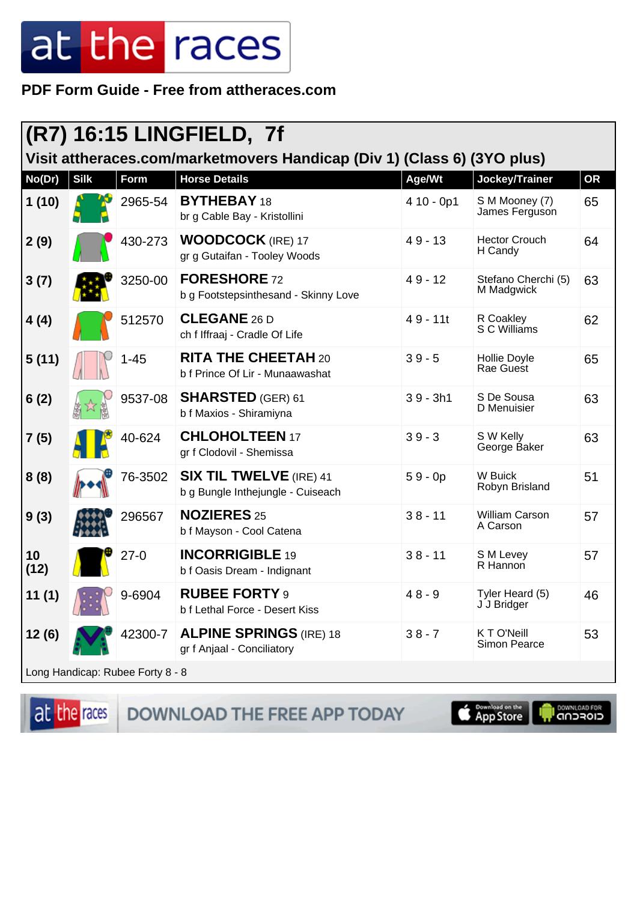**PDF Form Guide - Free from attheraces.com**

## (R7) 16:15 LINGFIELD, 7f

### Visit attheraces.com/marketmovers Handicap (Div 1) (Class 6) (3YO plus)

| No(Dr) | Silk | Form | Horse Details | Age/Wt | Jockey/Trainer | OR |
|---|---|---|---|---|---|---|
| 1 (10) | | 2965-54 | **BYTHEBAY** 18<br>br g Cable Bay - Kristollini | 4 10 - 0p1 | S M Mooney (7)<br>James Ferguson | 65 |
| 2 (9) | | 430-273 | **WOODCOCK** (IRE) 17<br>gr g Gutaifan - Tooley Woods | 4 9 - 13 | Hector Crouch<br>H Candy | 64 |
| 3 (7) | | 3250-00 | **FORESHORE** 72<br>b g Footstepsinthesand - Skinny Love | 4 9 - 12 | Stefano Cherchi (5)<br>M Madgwick | 63 |
| 4 (4) | | 512570 | **CLEGANE** 26 D<br>ch f Iffraaj - Cradle Of Life | 4 9 - 11t | R Coakley<br>S C Williams | 62 |
| 5 (11) | | 1-45 | **RITA THE CHEETAH** 20<br>b f Prince Of Lir - Munaawashat | 3 9 - 5 | Hollie Doyle<br>Rae Guest | 65 |
| 6 (2) | | 9537-08 | **SHARSTED** (GER) 61<br>b f Maxios - Shiramiyna | 3 9 - 3h1 | S De Sousa<br>D Menuisier | 63 |
| 7 (5) | | 40-624 | **CHLOHOLTEEN** 17<br>gr f Clodovil - Shemissa | 3 9 - 3 | S W Kelly<br>George Baker | 63 |
| 8 (8) | | 76-3502 | **SIX TIL TWELVE** (IRE) 41<br>b g Bungle Inthejungle - Cuiseach | 5 9 - 0p | W Buick<br>Robyn Brisland | 51 |
| 9 (3) | | 296567 | **NOZIERES** 25<br>b f Mayson - Cool Catena | 3 8 - 11 | William Carson<br>A Carson | 57 |
| 10 (12) | | 27-0 | **INCORRIGIBLE** 19<br>b f Oasis Dream - Indignant | 3 8 - 11 | S M Levey<br>R Hannon | 57 |
| 11 (1) | | 9-6904 | **RUBEE FORTY** 9<br>b f Lethal Force - Desert Kiss | 4 8 - 9 | Tyler Heard (5)<br>J J Bridger | 46 |
| 12 (6) | | 42300-7 | **ALPINE SPRINGS** (IRE) 18<br>gr f Anjaal - Conciliatory | 3 8 - 7 | K T O'Neill<br>Simon Pearce | 53 |

Long Handicap: Rubee Forty 8 - 8

DOWNLOAD THE FREE APP TODAY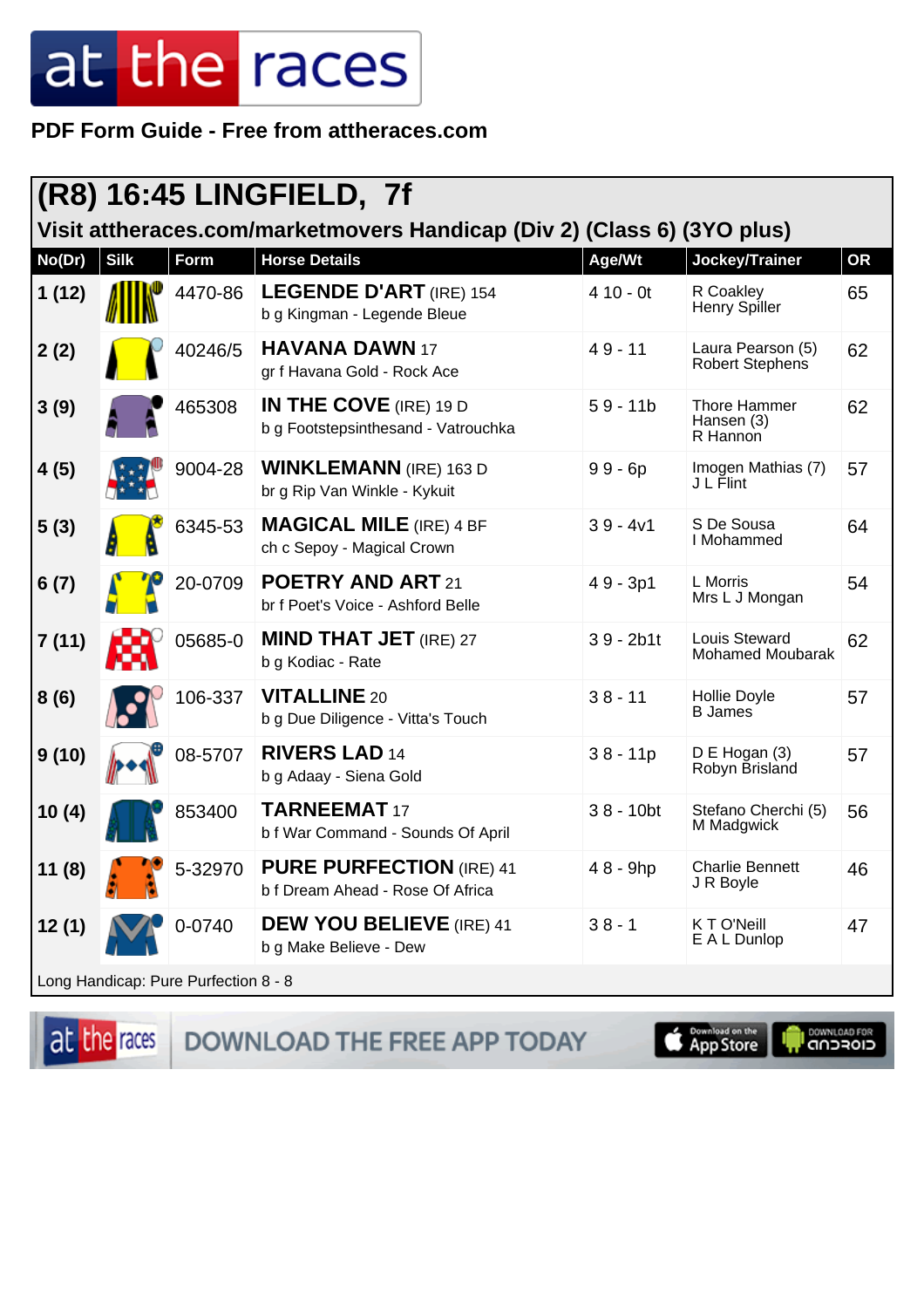PDF Form Guide - Free from attheraces.com

## (R8) 16:45 LINGFIELD, 7f

### Visit attheraces.com/marketmovers Handicap (Div 2) (Class 6) (3YO plus)

| No(Dr) | Silk | Form | Horse Details | Age/Wt | Jockey/Trainer | OR |
|---|---|---|---|---|---|---|
| 1 (12) | | 4470-86 | **LEGENDE D'ART** (IRE) 154<br>b g Kingman - Legende Bleue | 4 10 - 0t | R Coakley<br>Henry Spiller | 65 |
| 2 (2) | | 40246/5 | **HAVANA DAWN** 17<br>gr f Havana Gold - Rock Ace | 4 9 - 11 | Laura Pearson (5)<br>Robert Stephens | 62 |
| 3 (9) | | 465308 | **IN THE COVE** (IRE) 19 D<br>b g Footstepsinthesand - Vatrouchka | 5 9 - 11b | Thore Hammer Hansen (3)<br>R Hannon | 62 |
| 4 (5) | | 9004-28 | **WINKLEMANN** (IRE) 163 D<br>br g Rip Van Winkle - Kykuit | 9 9 - 6p | Imogen Mathias (7)<br>J L Flint | 57 |
| 5 (3) | | 6345-53 | **MAGICAL MILE** (IRE) 4 BF<br>ch c Sepoy - Magical Crown | 3 9 - 4v1 | S De Sousa<br>I Mohammed | 64 |
| 6 (7) | | 20-0709 | **POETRY AND ART** 21<br>br f Poet's Voice - Ashford Belle | 4 9 - 3p1 | L Morris<br>Mrs L J Mongan | 54 |
| 7 (11) | | 05685-0 | **MIND THAT JET** (IRE) 27<br>b g Kodiac - Rate | 3 9 - 2b1t | Louis Steward<br>Mohamed Moubarak | 62 |
| 8 (6) | | 106-337 | **VITALLINE** 20<br>b g Due Diligence - Vitta's Touch | 3 8 - 11 | Hollie Doyle<br>B James | 57 |
| 9 (10) | | 08-5707 | **RIVERS LAD** 14<br>b g Adaay - Siena Gold | 3 8 - 11p | D E Hogan (3)<br>Robyn Brisland | 57 |
| 10 (4) | | 853400 | **TARNEEMAT** 17<br>b f War Command - Sounds Of April | 3 8 - 10bt | Stefano Cherchi (5)<br>M Madgwick | 56 |
| 11 (8) | | 5-32970 | **PURE PURFECTION** (IRE) 41<br>b f Dream Ahead - Rose Of Africa | 4 8 - 9hp | Charlie Bennett<br>J R Boyle | 46 |
| 12 (1) | | 0-0740 | **DEW YOU BELIEVE** (IRE) 41<br>b g Make Believe - Dew | 3 8 - 1 | K T O'Neill<br>E A L Dunlop | 47 |

Long Handicap: Pure Purfection 8 - 8

DOWNLOAD THE FREE APP TODAY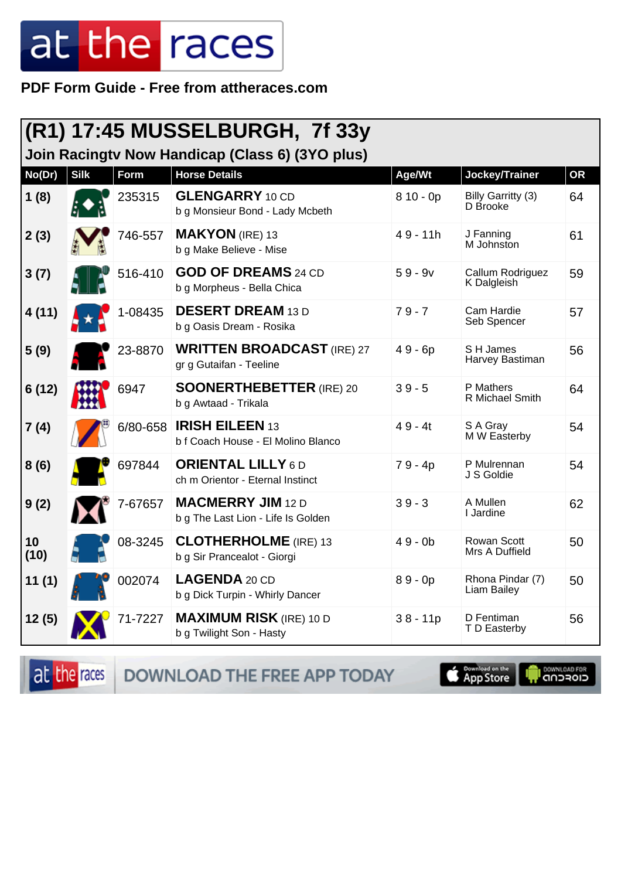PDF Form Guide - Free from attheraces.com

## (R1) 17:45 MUSSELBURGH, 7f 33y

### Join Racingtv Now Handicap (Class 6) (3YO plus)

| No(Dr) | Silk | Form | Horse Details | Age/Wt | Jockey/Trainer | OR |
|---|---|---|---|---|---|---|
| 1 (8) | | 235315 | **GLENGARRY** 10 CD<br>b g Monsieur Bond - Lady Mcbeth | 8 10 - 0p | Billy Garritty (3)<br>D Brooke | 64 |
| 2 (3) | | 746-557 | **MAKYON** (IRE) 13<br>b g Make Believe - Mise | 4 9 - 11h | J Fanning<br>M Johnston | 61 |
| 3 (7) | | 516-410 | **GOD OF DREAMS** 24 CD<br>b g Morpheus - Bella Chica | 5 9 - 9v | Callum Rodriguez<br>K Dalgleish | 59 |
| 4 (11) | | 1-08435 | **DESERT DREAM** 13 D<br>b g Oasis Dream - Rosika | 7 9 - 7 | Cam Hardie<br>Seb Spencer | 57 |
| 5 (9) | | 23-8870 | **WRITTEN BROADCAST** (IRE) 27<br>gr g Gutaifan - Teeline | 4 9 - 6p | S H James<br>Harvey Bastiman | 56 |
| 6 (12) | | 6947 | **SOONERTHEBETTER** (IRE) 20<br>b g Awtaad - Trikala | 3 9 - 5 | P Mathers<br>R Michael Smith | 64 |
| 7 (4) | | 6/80-658 | **IRISH EILEEN** 13<br>b f Coach House - El Molino Blanco | 4 9 - 4t | S A Gray<br>M W Easterby | 54 |
| 8 (6) | | 697844 | **ORIENTAL LILLY** 6 D<br>ch m Orientor - Eternal Instinct | 7 9 - 4p | P Mulrennan<br>J S Goldie | 54 |
| 9 (2) | | 7-67657 | **MACMERRY JIM** 12 D<br>b g The Last Lion - Life Is Golden | 3 9 - 3 | A Mullen<br>I Jardine | 62 |
| 10 (10) | | 08-3245 | **CLOTHERHOLME** (IRE) 13<br>b g Sir Prancealot - Giorgi | 4 9 - 0b | Rowan Scott<br>Mrs A Duffield | 50 |
| 11 (1) | | 002074 | **LAGENDA** 20 CD<br>b g Dick Turpin - Whirly Dancer | 8 9 - 0p | Rhona Pindar (7)<br>Liam Bailey | 50 |
| 12 (5) | | 71-7227 | **MAXIMUM RISK** (IRE) 10 D<br>b g Twilight Son - Hasty | 3 8 - 11p | D Fentiman<br>T D Easterby | 56 |

DOWNLOAD THE FREE APP TODAY